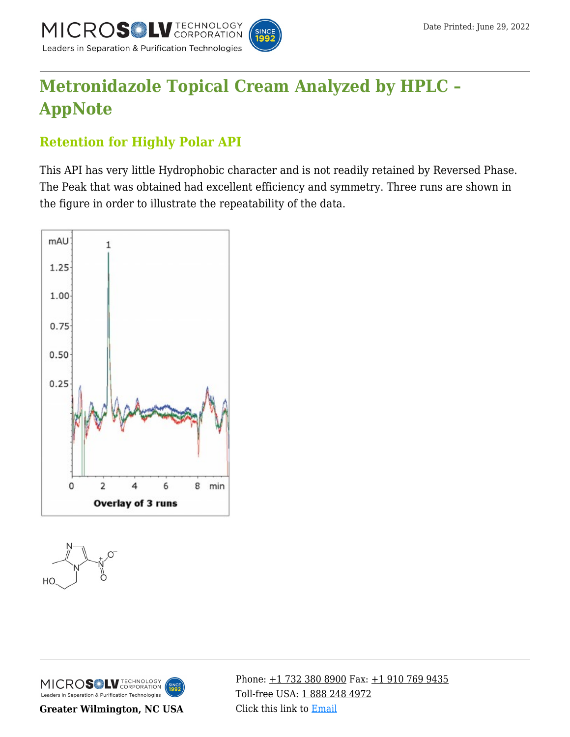# Metronidazole Topical Cream Analyzed by HPLC – AppNote

## Retention for Highly Polar API

This API has very little Hydrophobic character and is not readily retained by Reversed Phase. The Peak that was obtained had excellent efficiency and symmetry. Three runs are shown in the figure in order to illustrate the repeatability of the data.

Overlay of 3 runs

Greater Wilmington, NC USA

Phone: +1 732 380 8900 Fax: +1 910 769 9435
Toll-free USA: 1 888 248 4972
Click this link to Email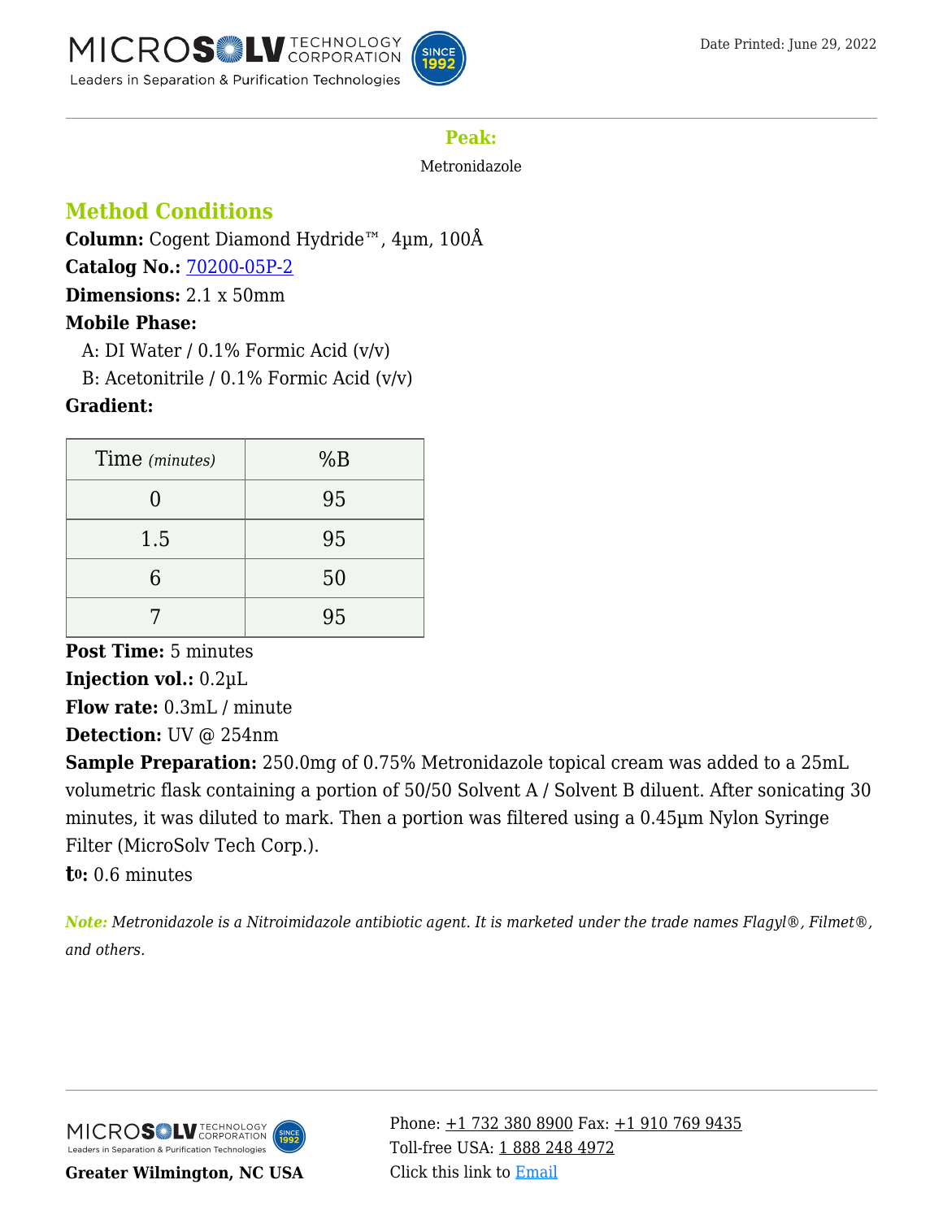**Peak:**

Metronidazole

## Method Conditions

**Column:** Cogent Diamond Hydride™, 4µm, 100Å

**Catalog No.:** [70200-05P-2](70200-05P-2)

**Dimensions:** 2.1 x 50mm

**Mobile Phase:**

A: DI Water / 0.1% Formic Acid (v/v)

B: Acetonitrile / 0.1% Formic Acid (v/v)

**Gradient:**

| Time *(minutes)* | %B |
|---|---|
| 0 | 95 |
| 1.5 | 95 |
| 6 | 50 |
| 7 | 95 |

**Post Time:** 5 minutes

**Injection vol.:** 0.2µL

**Flow rate:** 0.3mL / minute

**Detection:** UV @ 254nm

**Sample Preparation:** 250.0mg of 0.75% Metronidazole topical cream was added to a 25mL volumetric flask containing a portion of 50/50 Solvent A / Solvent B diluent. After sonicating 30 minutes, it was diluted to mark. Then a portion was filtered using a 0.45µm Nylon Syringe Filter (MicroSolv Tech Corp.).

**$t_0$:** 0.6 minutes

***Note:*** *Metronidazole is a Nitroimidazole antibiotic agent. It is marketed under the trade names Flagyl®, Filmet®, and others.*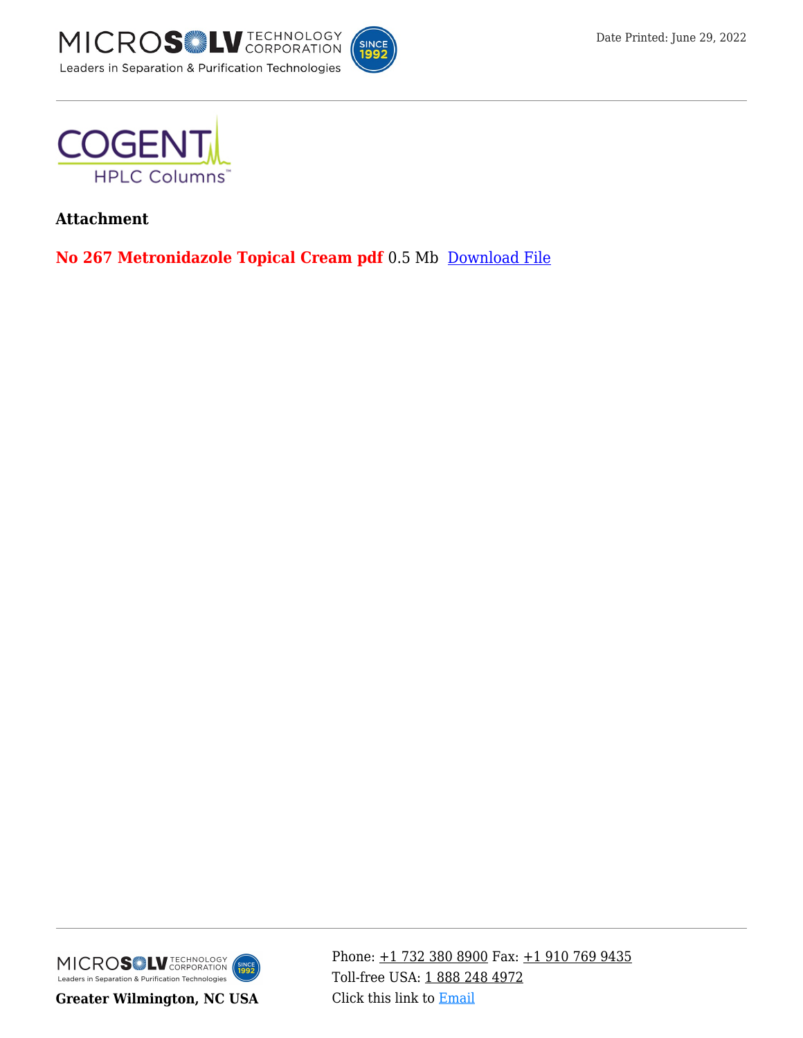**Attachment**

**No 267 Metronidazole Topical Cream pdf** 0.5 Mb  Download File

**Greater Wilmington, NC USA**

Phone: +1 732 380 8900 Fax: +1 910 769 9435
Toll-free USA: 1 888 248 4972
Click this link to Email